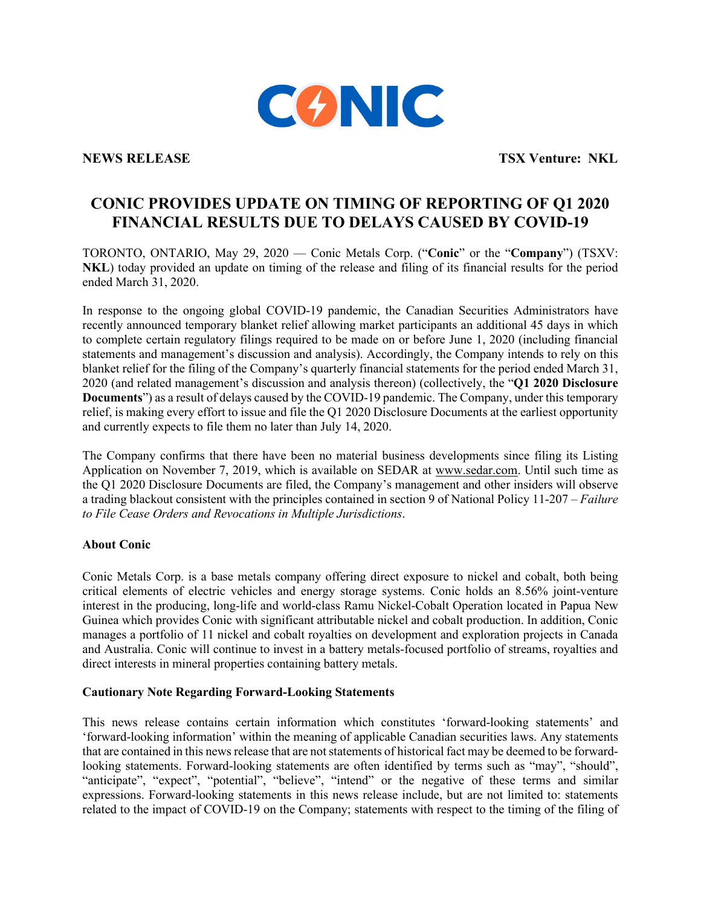**NEWS RELEASE** **TSX Venture: NKL**

# CONIC PROVIDES UPDATE ON TIMING OF REPORTING OF Q1 2020 FINANCIAL RESULTS DUE TO DELAYS CAUSED BY COVID-19

TORONTO, ONTARIO, May 29, 2020 — Conic Metals Corp. ("**Conic**" or the "**Company**") (TSXV: **NKL**) today provided an update on timing of the release and filing of its financial results for the period ended March 31, 2020.

In response to the ongoing global COVID-19 pandemic, the Canadian Securities Administrators have recently announced temporary blanket relief allowing market participants an additional 45 days in which to complete certain regulatory filings required to be made on or before June 1, 2020 (including financial statements and management's discussion and analysis). Accordingly, the Company intends to rely on this blanket relief for the filing of the Company's quarterly financial statements for the period ended March 31, 2020 (and related management's discussion and analysis thereon) (collectively, the "**Q1 2020 Disclosure Documents**") as a result of delays caused by the COVID-19 pandemic. The Company, under this temporary relief, is making every effort to issue and file the Q1 2020 Disclosure Documents at the earliest opportunity and currently expects to file them no later than July 14, 2020.

The Company confirms that there have been no material business developments since filing its Listing Application on November 7, 2019, which is available on SEDAR at www.sedar.com. Until such time as the Q1 2020 Disclosure Documents are filed, the Company's management and other insiders will observe a trading blackout consistent with the principles contained in section 9 of National Policy 11-207 – *Failure to File Cease Orders and Revocations in Multiple Jurisdictions*.

**About Conic**

Conic Metals Corp. is a base metals company offering direct exposure to nickel and cobalt, both being critical elements of electric vehicles and energy storage systems. Conic holds an 8.56% joint-venture interest in the producing, long-life and world-class Ramu Nickel-Cobalt Operation located in Papua New Guinea which provides Conic with significant attributable nickel and cobalt production. In addition, Conic manages a portfolio of 11 nickel and cobalt royalties on development and exploration projects in Canada and Australia. Conic will continue to invest in a battery metals-focused portfolio of streams, royalties and direct interests in mineral properties containing battery metals.

**Cautionary Note Regarding Forward-Looking Statements**

This news release contains certain information which constitutes 'forward-looking statements' and 'forward-looking information' within the meaning of applicable Canadian securities laws. Any statements that are contained in this news release that are not statements of historical fact may be deemed to be forward-looking statements. Forward-looking statements are often identified by terms such as "may", "should", "anticipate", "expect", "potential", "believe", "intend" or the negative of these terms and similar expressions. Forward-looking statements in this news release include, but are not limited to: statements related to the impact of COVID-19 on the Company; statements with respect to the timing of the filing of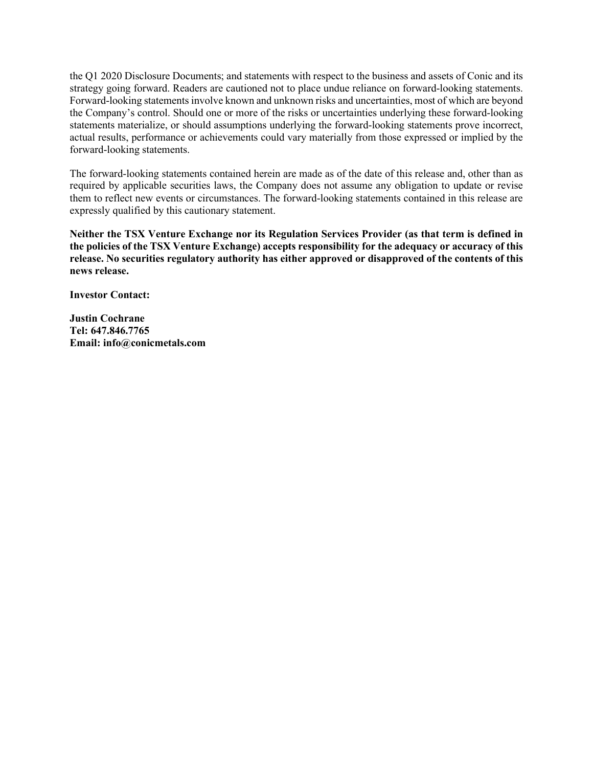the Q1 2020 Disclosure Documents; and statements with respect to the business and assets of Conic and its strategy going forward. Readers are cautioned not to place undue reliance on forward-looking statements. Forward-looking statements involve known and unknown risks and uncertainties, most of which are beyond the Company's control. Should one or more of the risks or uncertainties underlying these forward-looking statements materialize, or should assumptions underlying the forward-looking statements prove incorrect, actual results, performance or achievements could vary materially from those expressed or implied by the forward-looking statements.

The forward-looking statements contained herein are made as of the date of this release and, other than as required by applicable securities laws, the Company does not assume any obligation to update or revise them to reflect new events or circumstances. The forward-looking statements contained in this release are expressly qualified by this cautionary statement.

**Neither the TSX Venture Exchange nor its Regulation Services Provider (as that term is defined in the policies of the TSX Venture Exchange) accepts responsibility for the adequacy or accuracy of this release. No securities regulatory authority has either approved or disapproved of the contents of this news release.**

**Investor Contact:**

**Justin Cochrane**
**Tel: 647.846.7765**
**Email: info@conicmetals.com**